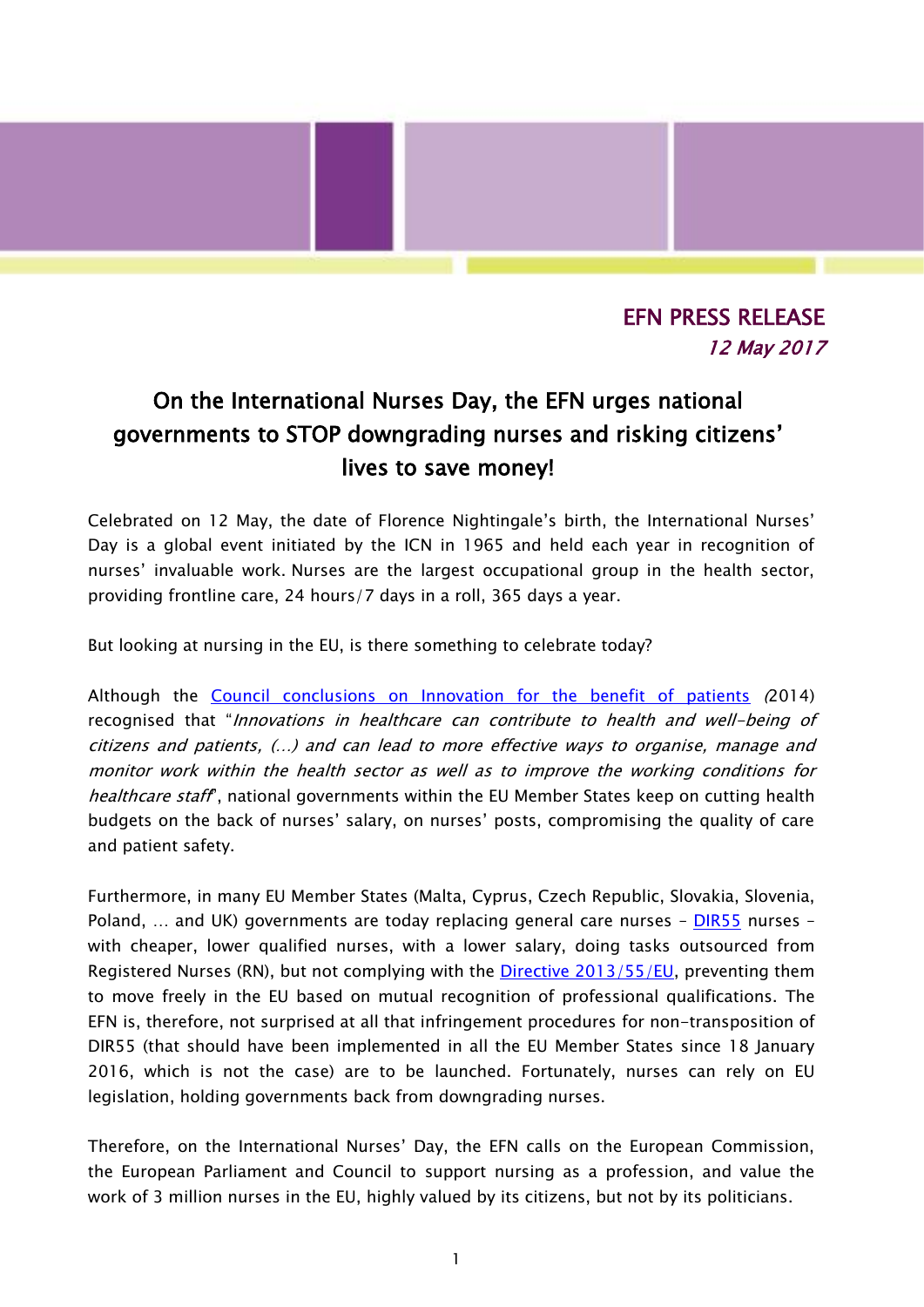**EFN PRESS RELEASE**

*12 May 2017*

# On the International Nurses Day, the EFN urges national governments to STOP downgrading nurses and risking citizens' lives to save money!

Celebrated on 12 May, the date of Florence Nightingale's birth, the International Nurses' Day is a global event initiated by the ICN in 1965 and held each year in recognition of nurses' invaluable work. Nurses are the largest occupational group in the health sector, providing frontline care, 24 hours/7 days in a roll, 365 days a year.

But looking at nursing in the EU, is there something to celebrate today?

Although the [Council conclusions on Innovation for the benefit of patients](#) *(*2014) recognised that "*Innovations in healthcare can contribute to health and well-being of citizens and patients, (…) and can lead to more effective ways to organise, manage and monitor work within the health sector as well as to improve the working conditions for healthcare staff*", national governments within the EU Member States keep on cutting health budgets on the back of nurses' salary, on nurses' posts, compromising the quality of care and patient safety.

Furthermore, in many EU Member States (Malta, Cyprus, Czech Republic, Slovakia, Slovenia, Poland, … and UK) governments are today replacing general care nurses – [DIR55](#) nurses – with cheaper, lower qualified nurses, with a lower salary, doing tasks outsourced from Registered Nurses (RN), but not complying with the [Directive 2013/55/EU](#), preventing them to move freely in the EU based on mutual recognition of professional qualifications. The EFN is, therefore, not surprised at all that infringement procedures for non-transposition of DIR55 (that should have been implemented in all the EU Member States since 18 January 2016, which is not the case) are to be launched. Fortunately, nurses can rely on EU legislation, holding governments back from downgrading nurses.

Therefore, on the International Nurses' Day, the EFN calls on the European Commission, the European Parliament and Council to support nursing as a profession, and value the work of 3 million nurses in the EU, highly valued by its citizens, but not by its politicians.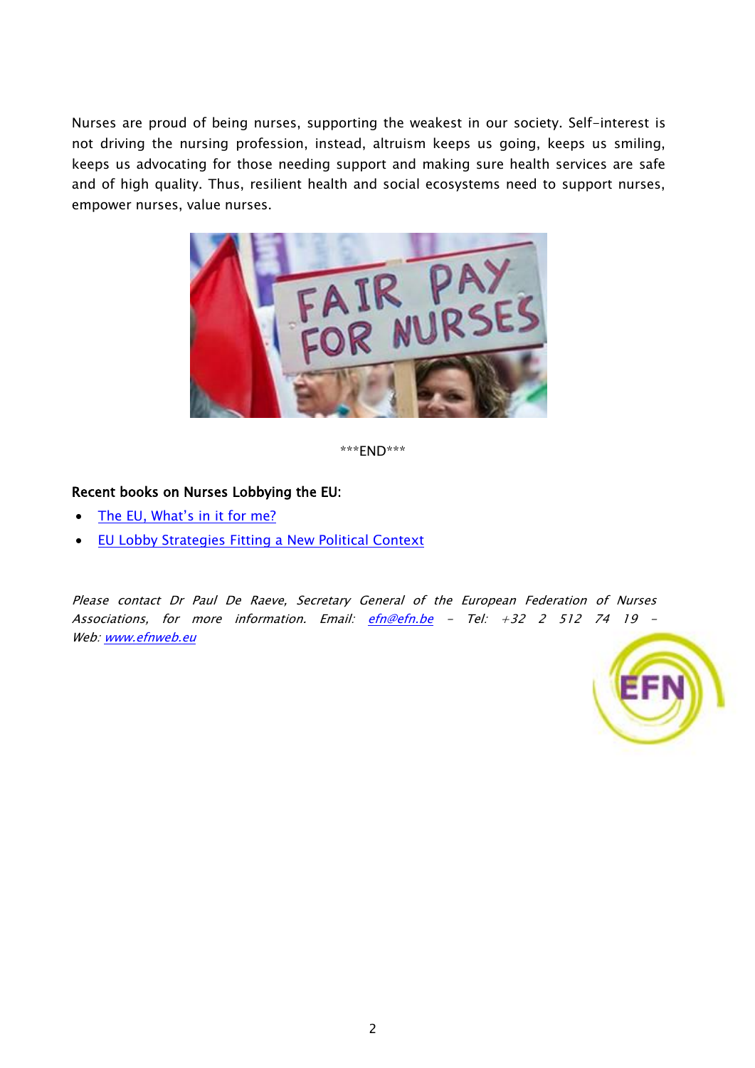Nurses are proud of being nurses, supporting the weakest in our society. Self-interest is not driving the nursing profession, instead, altruism keeps us going, keeps us smiling, keeps us advocating for those needing support and making sure health services are safe and of high quality. Thus, resilient health and social ecosystems need to support nurses, empower nurses, value nurses.

***END***

**Recent books on Nurses Lobbying the EU:**

- The EU, What's in it for me?
- EU Lobby Strategies Fitting a New Political Context

*Please contact Dr Paul De Raeve, Secretary General of the European Federation of Nurses Associations, for more information. Email: efn@efn.be – Tel: +32 2 512 74 19 – Web: www.efnweb.eu*